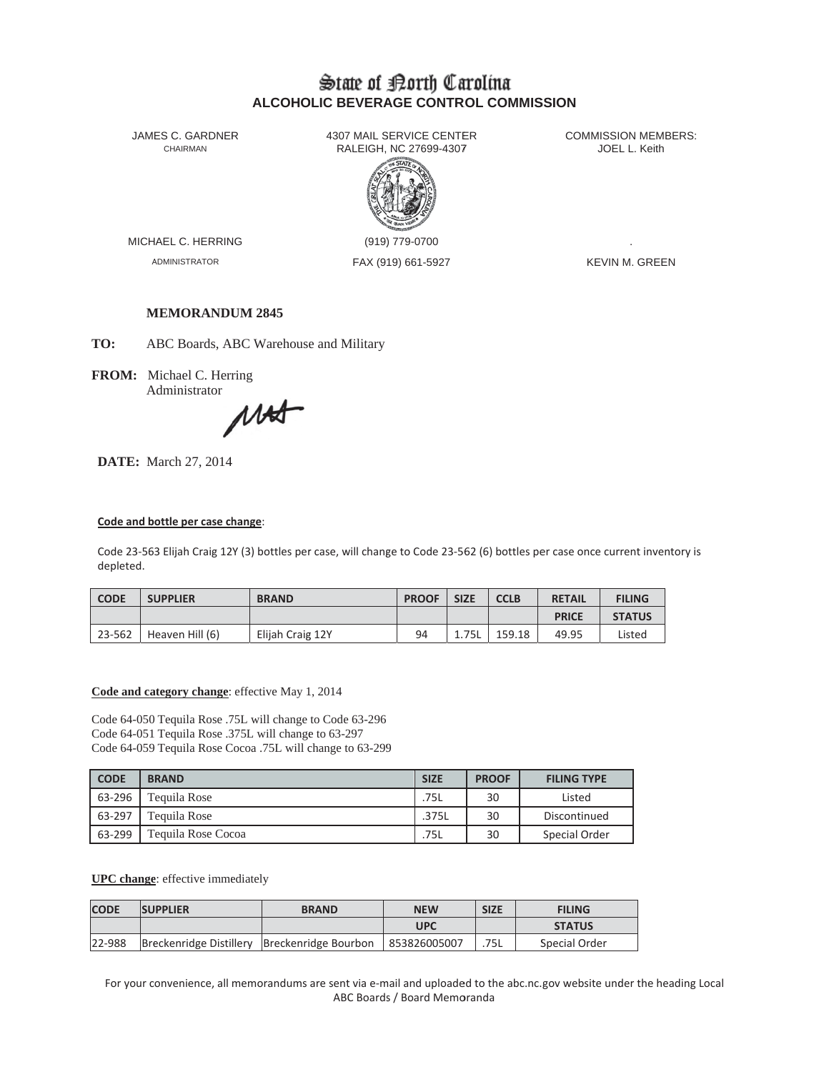# State of North Carolina
## ALCOHOLIC BEVERAGE CONTROL COMMISSION

JAMES C. GARDNER
CHAIRMAN

4307 MAIL SERVICE CENTER
RALEIGH, NC 27699-4307

COMMISSION MEMBERS:
JOEL L. Keith

MICHAEL C. HERRING
ADMINISTRATOR

(919) 779-0700
FAX (919) 661-5927

.
KEVIN M. GREEN

**MEMORANDUM 2845**

**TO:** ABC Boards, ABC Warehouse and Military

**FROM:** Michael C. Herring
Administrator

**DATE:** March 27, 2014

**Code and bottle per case change**:

Code 23-563 Elijah Craig 12Y (3) bottles per case, will change to Code 23-562 (6) bottles per case once current inventory is depleted.

| CODE | SUPPLIER | BRAND | PROOF | SIZE | CCLB | RETAIL | FILING |
|---|---|---|---|---|---|---|---|
| | | | | | | PRICE | STATUS |
| 23-562 | Heaven Hill (6) | Elijah Craig 12Y | 94 | 1.75L | 159.18 | 49.95 | Listed |

**Code and category change**: effective May 1, 2014

Code 64-050 Tequila Rose .75L will change to Code 63-296
Code 64-051 Tequila Rose .375L will change to 63-297
Code 64-059 Tequila Rose Cocoa .75L will change to 63-299

| CODE | BRAND | SIZE | PROOF | FILING TYPE |
|---|---|---|---|---|
| 63-296 | Tequila Rose | .75L | 30 | Listed |
| 63-297 | Tequila Rose | .375L | 30 | Discontinued |
| 63-299 | Tequila Rose Cocoa | .75L | 30 | Special Order |

**UPC change**: effective immediately

| CODE | SUPPLIER | BRAND | NEW | SIZE | FILING |
|---|---|---|---|---|---|
| | | | UPC | | STATUS |
| 22-988 | Breckenridge Distillery | Breckenridge Bourbon | 853826005007 | .75L | Special Order |

For your convenience, all memorandums are sent via e-mail and uploaded to the abc.nc.gov website under the heading Local ABC Boards / Board Memoranda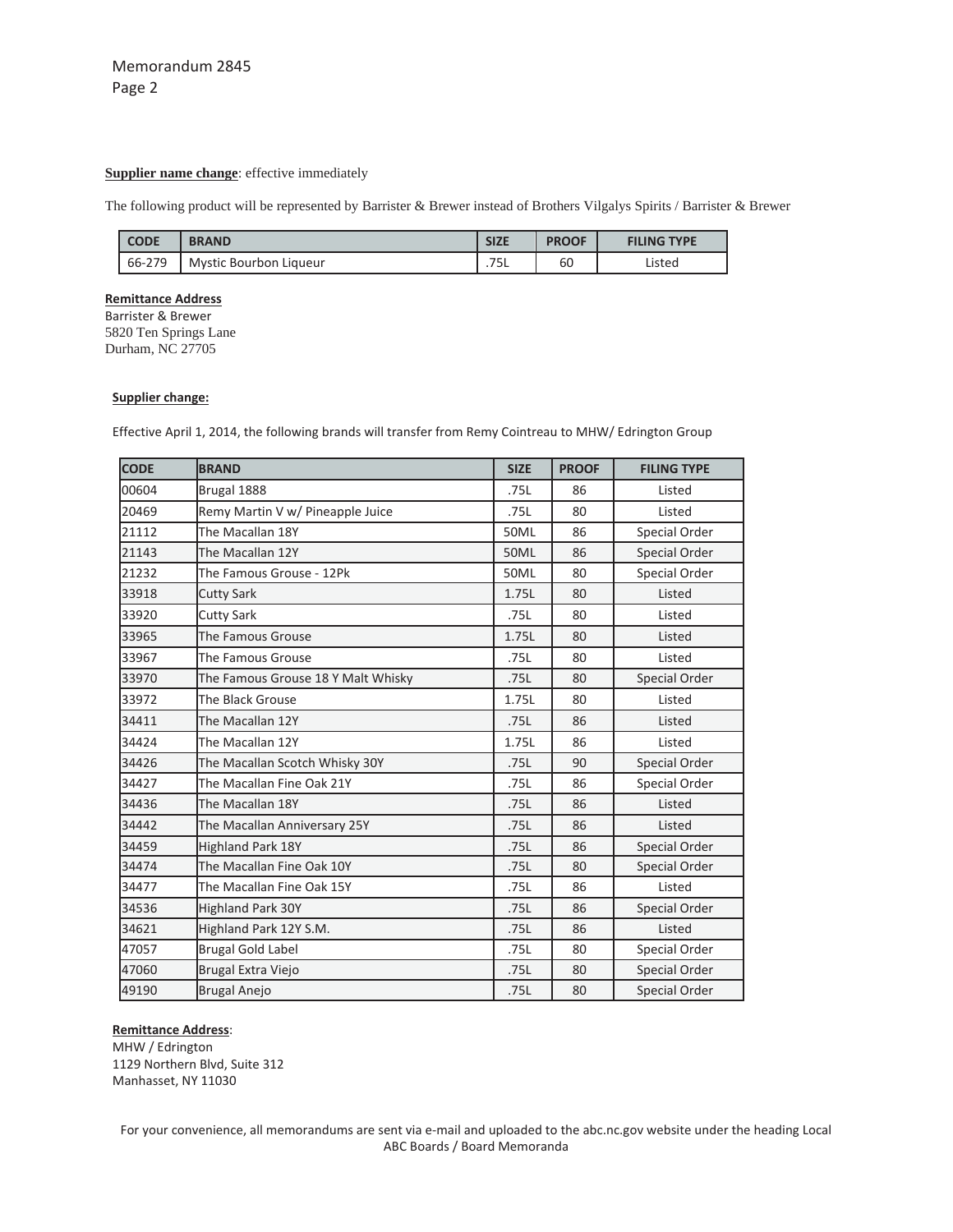**Supplier name change**: effective immediately

The following product will be represented by Barrister & Brewer instead of Brothers Vilgalys Spirits / Barrister & Brewer

| CODE | BRAND | SIZE | PROOF | FILING TYPE |
|---|---|---|---|---|
| 66-279 | Mystic Bourbon Liqueur | .75L | 60 | Listed |

**Remittance Address**
Barrister & Brewer
5820 Ten Springs Lane
Durham, NC 27705

**Supplier change:**

Effective April 1, 2014, the following brands will transfer from Remy Cointreau to MHW/ Edrington Group

| CODE | BRAND | SIZE | PROOF | FILING TYPE |
|---|---|---|---|---|
| 00604 | Brugal 1888 | .75L | 86 | Listed |
| 20469 | Remy Martin V w/ Pineapple Juice | .75L | 80 | Listed |
| 21112 | The Macallan 18Y | 50ML | 86 | Special Order |
| 21143 | The Macallan 12Y | 50ML | 86 | Special Order |
| 21232 | The Famous Grouse - 12Pk | 50ML | 80 | Special Order |
| 33918 | Cutty Sark | 1.75L | 80 | Listed |
| 33920 | Cutty Sark | .75L | 80 | Listed |
| 33965 | The Famous Grouse | 1.75L | 80 | Listed |
| 33967 | The Famous Grouse | .75L | 80 | Listed |
| 33970 | The Famous Grouse 18 Y Malt Whisky | .75L | 80 | Special Order |
| 33972 | The Black Grouse | 1.75L | 80 | Listed |
| 34411 | The Macallan 12Y | .75L | 86 | Listed |
| 34424 | The Macallan 12Y | 1.75L | 86 | Listed |
| 34426 | The Macallan Scotch Whisky 30Y | .75L | 90 | Special Order |
| 34427 | The Macallan Fine Oak 21Y | .75L | 86 | Special Order |
| 34436 | The Macallan 18Y | .75L | 86 | Listed |
| 34442 | The Macallan Anniversary 25Y | .75L | 86 | Listed |
| 34459 | Highland Park 18Y | .75L | 86 | Special Order |
| 34474 | The Macallan Fine Oak 10Y | .75L | 80 | Special Order |
| 34477 | The Macallan Fine Oak 15Y | .75L | 86 | Listed |
| 34536 | Highland Park 30Y | .75L | 86 | Special Order |
| 34621 | Highland Park 12Y S.M. | .75L | 86 | Listed |
| 47057 | Brugal Gold Label | .75L | 80 | Special Order |
| 47060 | Brugal Extra Viejo | .75L | 80 | Special Order |
| 49190 | Brugal Anejo | .75L | 80 | Special Order |

**Remittance Address**:
MHW / Edrington
1129 Northern Blvd, Suite 312
Manhasset, NY 11030

For your convenience, all memorandums are sent via e-mail and uploaded to the abc.nc.gov website under the heading Local ABC Boards / Board Memoranda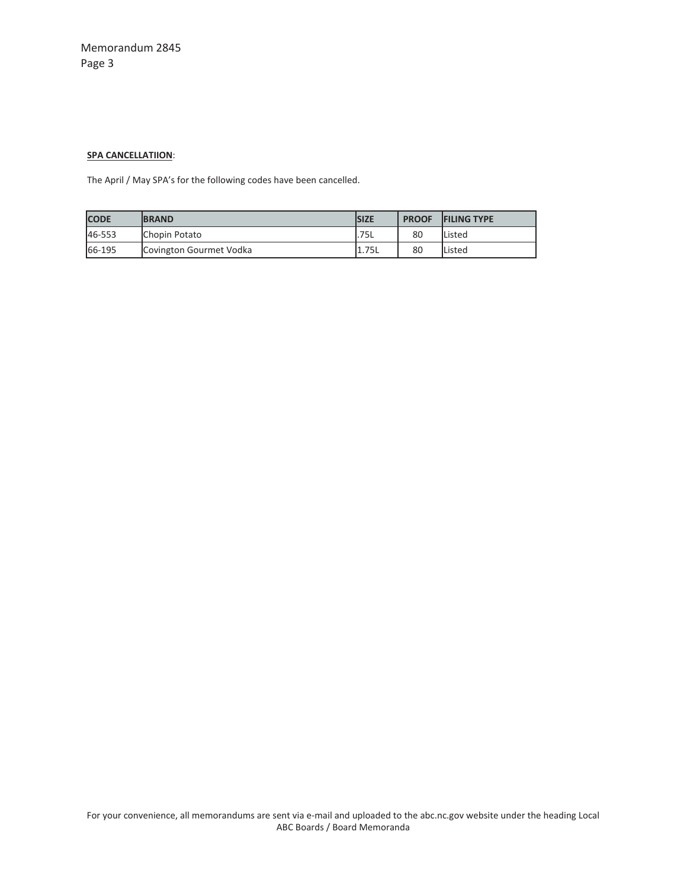**SPA CANCELLATIION**:

The April / May SPA's for the following codes have been cancelled.

| CODE | BRAND | SIZE | PROOF | FILING TYPE |
|---|---|---|---|---|
| 46-553 | Chopin Potato | .75L | 80 | Listed |
| 66-195 | Covington Gourmet Vodka | 1.75L | 80 | Listed |

For your convenience, all memorandums are sent via e-mail and uploaded to the abc.nc.gov website under the heading Local ABC Boards / Board Memoranda